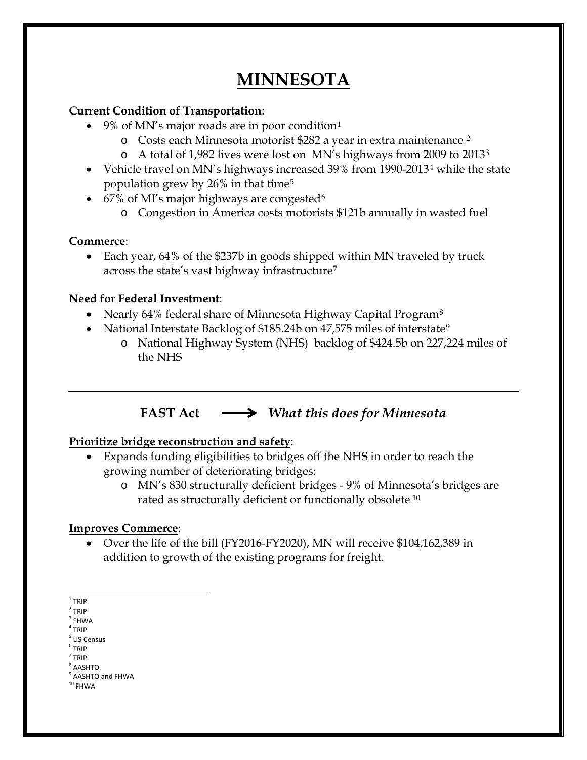# MINNESOTA

**Current Condition of Transportation**:

- 9% of MN's major roads are in poor condition[1]
  - Costs each Minnesota motorist $282 a year in extra maintenance [2]
  - A total of 1,982 lives were lost on MN's highways from 2009 to 2013[3]
- Vehicle travel on MN's highways increased 39% from 1990-2013[4] while the state population grew by 26% in that time[5]
- 67% of MI's major highways are congested[6]
  - Congestion in America costs motorists $121b annually in wasted fuel

**Commerce**:

- Each year, 64% of the $237b in goods shipped within MN traveled by truck across the state's vast highway infrastructure[7]

**Need for Federal Investment**:

- Nearly 64% federal share of Minnesota Highway Capital Program[8]
- National Interstate Backlog of $185.24b on 47,575 miles of interstate[9]
  - National Highway System (NHS) backlog of $424.5b on 227,224 miles of the NHS

---

## FAST Act ⟶ *What this does for Minnesota*

**Prioritize bridge reconstruction and safety**:

- Expands funding eligibilities to bridges off the NHS in order to reach the growing number of deteriorating bridges:
  - MN's 830 structurally deficient bridges - 9% of Minnesota's bridges are rated as structurally deficient or functionally obsolete [10]

**Improves Commerce**:

- Over the life of the bill (FY2016-FY2020), MN will receive $104,162,389 in addition to growth of the existing programs for freight.

---

[1] TRIP
[2] TRIP
[3] FHWA
[4] TRIP
[5] US Census
[6] TRIP
[7] TRIP
[8] AASHTO
[9] AASHTO and FHWA
[10] FHWA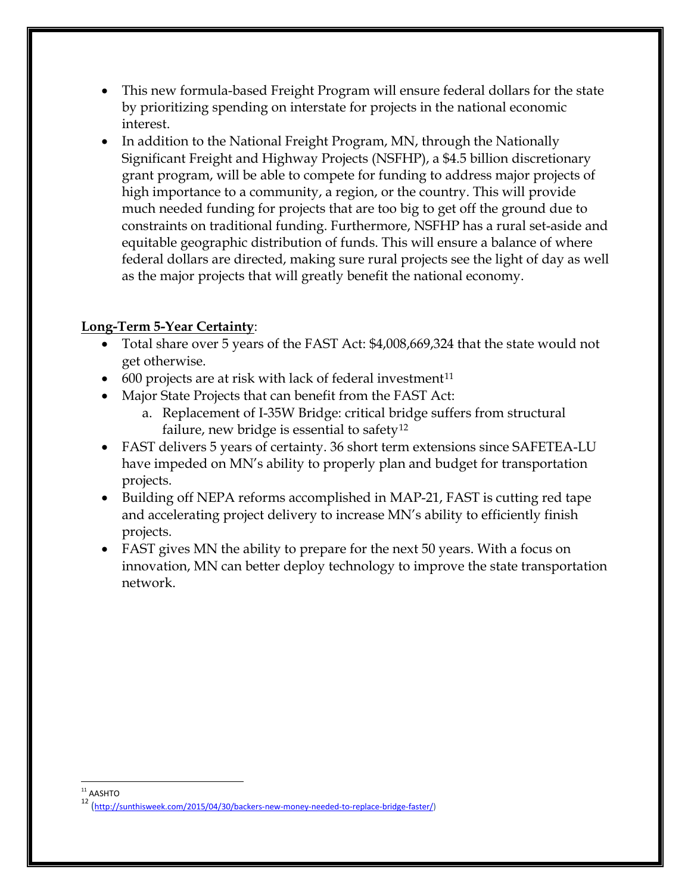- This new formula-based Freight Program will ensure federal dollars for the state by prioritizing spending on interstate for projects in the national economic interest.
- In addition to the National Freight Program, MN, through the Nationally Significant Freight and Highway Projects (NSFHP), a $4.5 billion discretionary grant program, will be able to compete for funding to address major projects of high importance to a community, a region, or the country. This will provide much needed funding for projects that are too big to get off the ground due to constraints on traditional funding. Furthermore, NSFHP has a rural set-aside and equitable geographic distribution of funds. This will ensure a balance of where federal dollars are directed, making sure rural projects see the light of day as well as the major projects that will greatly benefit the national economy.

**Long-Term 5-Year Certainty**:

- Total share over 5 years of the FAST Act: $4,008,669,324 that the state would not get otherwise.
- 600 projects are at risk with lack of federal investment[11]
- Major State Projects that can benefit from the FAST Act:
  a. Replacement of I-35W Bridge: critical bridge suffers from structural failure, new bridge is essential to safety[12]
- FAST delivers 5 years of certainty. 36 short term extensions since SAFETEA-LU have impeded on MN's ability to properly plan and budget for transportation projects.
- Building off NEPA reforms accomplished in MAP-21, FAST is cutting red tape and accelerating project delivery to increase MN's ability to efficiently finish projects.
- FAST gives MN the ability to prepare for the next 50 years. With a focus on innovation, MN can better deploy technology to improve the state transportation network.

---

[11] AASHTO

[12] (http://sunthisweek.com/2015/04/30/backers-new-money-needed-to-replace-bridge-faster/)